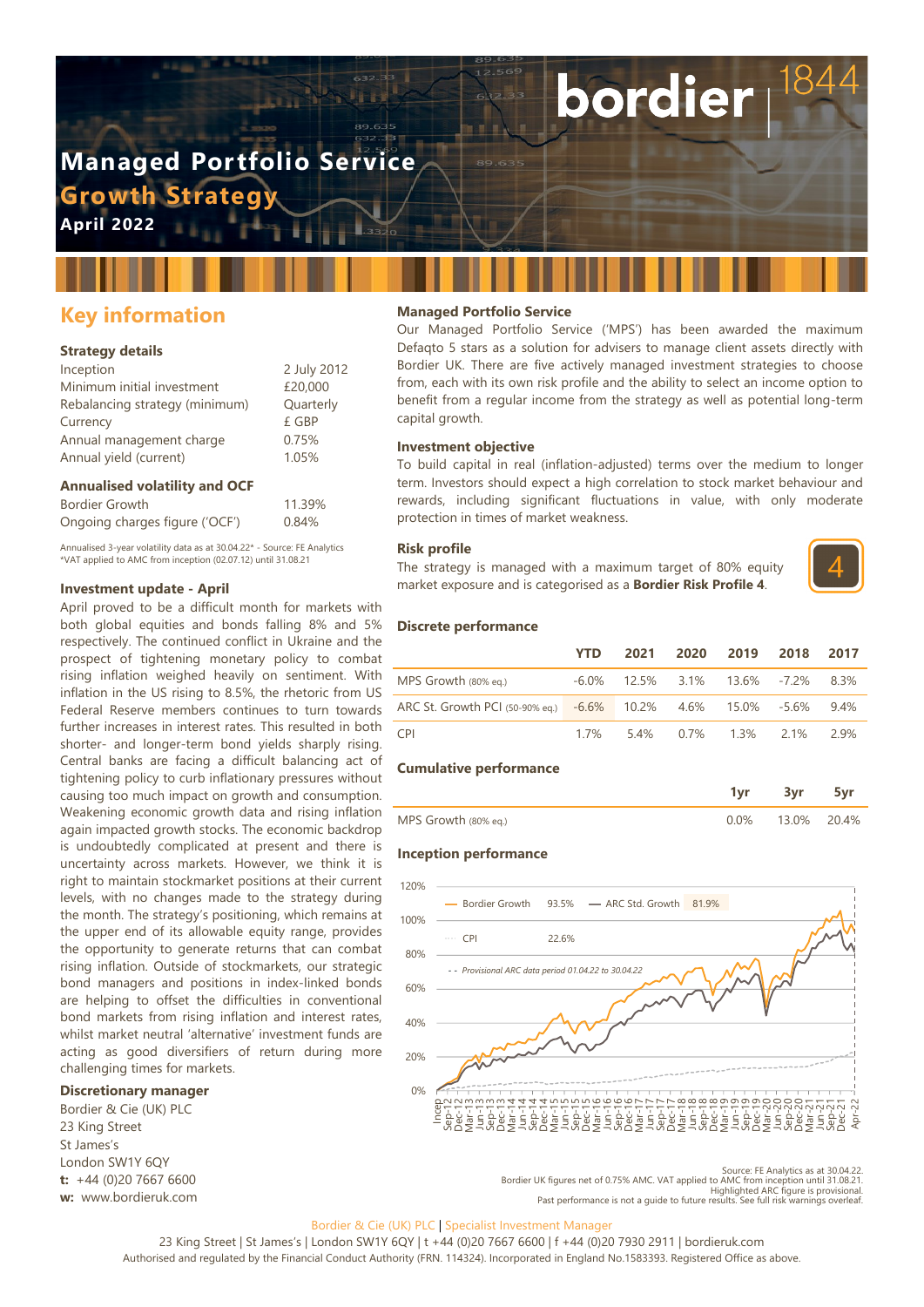# Managed Portfolio Service

## Growth Strategy

**April 2022**

bordier | 1844

## Key information

### Strategy details

| | |
|---|---|
| Inception | 2 July 2012 |
| Minimum initial investment | £20,000 |
| Rebalancing strategy (minimum) | Quarterly |
| Currency | £ GBP |
| Annual management charge | 0.75% |
| Annual yield (current) | 1.05% |

### Annualised volatility and OCF

| | |
|---|---|
| Bordier Growth | 11.39% |
| Ongoing charges figure ('OCF') | 0.84% |

Annualised 3-year volatility data as at 30.04.22* - Source: FE Analytics
*VAT applied to AMC from inception (02.07.12) until 31.08.21

### Investment update - April

April proved to be a difficult month for markets with both global equities and bonds falling 8% and 5% respectively. The continued conflict in Ukraine and the prospect of tightening monetary policy to combat rising inflation weighed heavily on sentiment. With inflation in the US rising to 8.5%, the rhetoric from US Federal Reserve members continues to turn towards further increases in interest rates. This resulted in both shorter- and longer-term bond yields sharply rising. Central banks are facing a difficult balancing act of tightening policy to curb inflationary pressures without causing too much impact on growth and consumption. Weakening economic growth data and rising inflation again impacted growth stocks. The economic backdrop is undoubtedly complicated at present and there is uncertainty across markets. However, we think it is right to maintain stockmarket positions at their current levels, with no changes made to the strategy during the month. The strategy's positioning, which remains at the upper end of its allowable equity range, provides the opportunity to generate returns that can combat rising inflation. Outside of stockmarkets, our strategic bond managers and positions in index-linked bonds are helping to offset the difficulties in conventional bond markets from rising inflation and interest rates, whilst market neutral 'alternative' investment funds are acting as good diversifiers of return during more challenging times for markets.

### Discretionary manager

Bordier & Cie (UK) PLC
23 King Street
St James's
London SW1Y 6QY
**t:** +44 (0)20 7667 6600
**w:** www.bordieruk.com

### Managed Portfolio Service

Our Managed Portfolio Service ('MPS') has been awarded the maximum Defaqto 5 stars as a solution for advisers to manage client assets directly with Bordier UK. There are five actively managed investment strategies to choose from, each with its own risk profile and the ability to select an income option to benefit from a regular income from the strategy as well as potential long-term capital growth.

### Investment objective

To build capital in real (inflation-adjusted) terms over the medium to longer term. Investors should expect a high correlation to stock market behaviour and rewards, including significant fluctuations in value, with only moderate protection in times of market weakness.

### Risk profile

The strategy is managed with a maximum target of 80% equity market exposure and is categorised as a **Bordier Risk Profile 4**.

4

### Discrete performance

| | YTD | 2021 | 2020 | 2019 | 2018 | 2017 |
|---|---|---|---|---|---|---|
| MPS Growth (80% eq.) | -6.0% | 12.5% | 3.1% | 13.6% | -7.2% | 8.3% |
| ARC St. Growth PCI (50-90% eq.) | -6.6% | 10.2% | 4.6% | 15.0% | -5.6% | 9.4% |
| CPI | 1.7% | 5.4% | 0.7% | 1.3% | 2.1% | 2.9% |

### Cumulative performance

| | 1yr | 3yr | 5yr |
|---|---|---|---|
| MPS Growth (80% eq.) | 0.0% | 13.0% | 20.4% |

### Inception performance

Bordier Growth 93.5% — ARC Std. Growth 81.9% — CPI 22.6%

- - Provisional ARC data period 01.04.22 to 30.04.22

Source: FE Analytics as at 30.04.22.
Bordier UK figures net of 0.75% AMC. VAT applied to AMC from inception until 31.08.21.
Highlighted ARC figure is provisional.
Past performance is not a guide to future results. See full risk warnings overleaf.

Bordier & Cie (UK) PLC | Specialist Investment Manager
23 King Street | St James's | London SW1Y 6QY | t +44 (0)20 7667 6600 | f +44 (0)20 7930 2911 | bordieruk.com
Authorised and regulated by the Financial Conduct Authority (FRN. 114324). Incorporated in England No.1583393. Registered Office as above.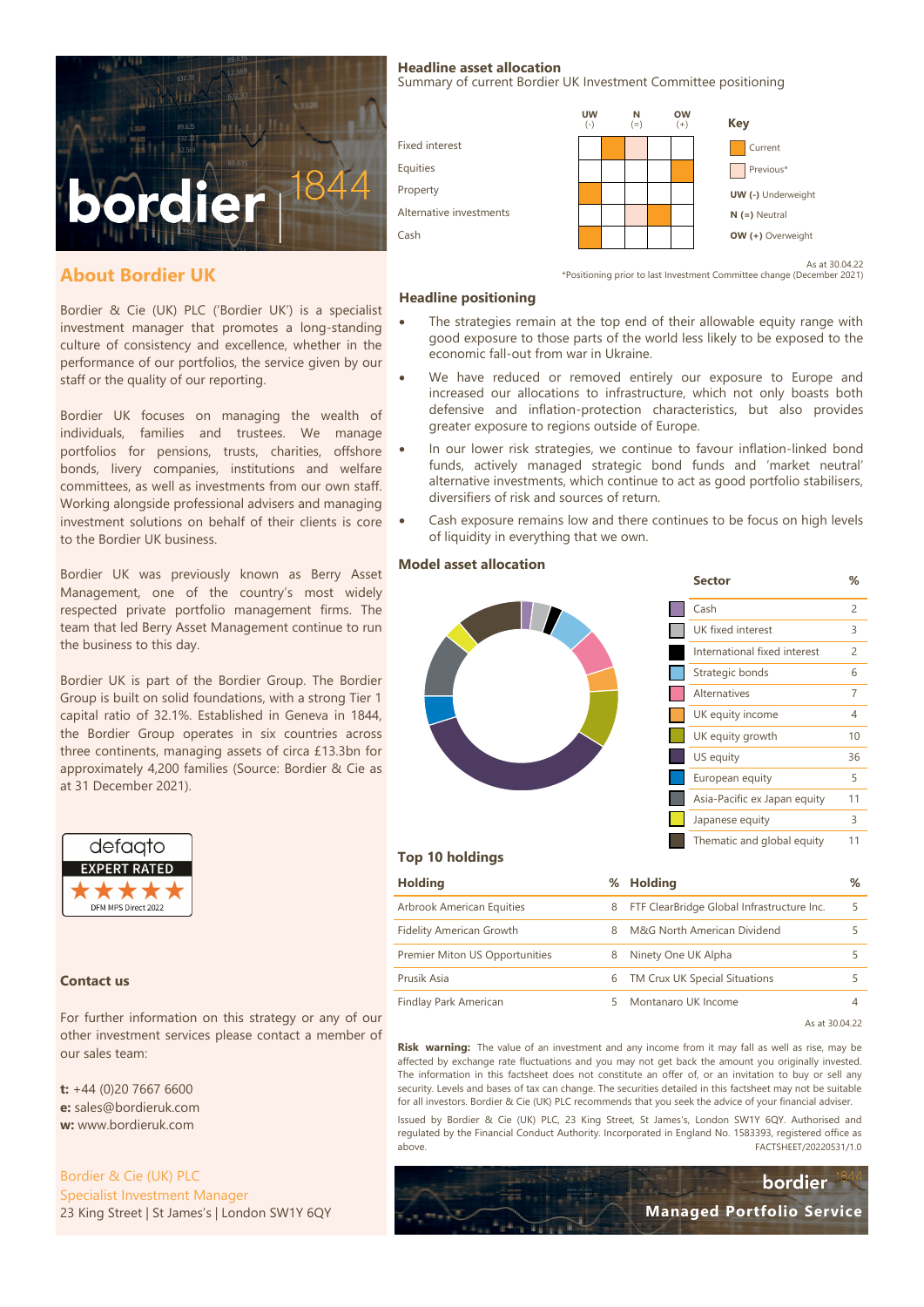## About Bordier UK

Bordier & Cie (UK) PLC ('Bordier UK') is a specialist investment manager that promotes a long-standing culture of consistency and excellence, whether in the performance of our portfolios, the service given by our staff or the quality of our reporting.

Bordier UK focuses on managing the wealth of individuals, families and trustees. We manage portfolios for pensions, trusts, charities, offshore bonds, livery companies, institutions and welfare committees, as well as investments from our own staff. Working alongside professional advisers and managing investment solutions on behalf of their clients is core to the Bordier UK business.

Bordier UK was previously known as Berry Asset Management, one of the country's most widely respected private portfolio management firms. The team that led Berry Asset Management continue to run the business to this day.

Bordier UK is part of the Bordier Group. The Bordier Group is built on solid foundations, with a strong Tier 1 capital ratio of 32.1%. Established in Geneva in 1844, the Bordier Group operates in six countries across three continents, managing assets of circa £13.3bn for approximately 4,200 families (Source: Bordier & Cie as at 31 December 2021).

defaqto EXPERT RATED
DFM MPS Direct 2022

### Contact us

For further information on this strategy or any of our other investment services please contact a member of our sales team:

**t:** +44 (0)20 7667 6600
**e:** sales@bordieruk.com
**w:** www.bordieruk.com

Bordier & Cie (UK) PLC
Specialist Investment Manager
23 King Street | St James's | London SW1Y 6QY

### Headline asset allocation

Summary of current Bordier UK Investment Committee positioning

UW (-) | N (=) | OW (+)

Fixed interest
Equities
Property
Alternative investments
Cash

Key
Current
Previous*
UW (-) Underweight
N (=) Neutral
OW (+) Overweight

As at 30.04.22
*Positioning prior to last Investment Committee change (December 2021)

### Headline positioning

- The strategies remain at the top end of their allowable equity range with good exposure to those parts of the world less likely to be exposed to the economic fall-out from war in Ukraine.
- We have reduced or removed entirely our exposure to Europe and increased our allocations to infrastructure, which not only boasts both defensive and inflation-protection characteristics, but also provides greater exposure to regions outside of Europe.
- In our lower risk strategies, we continue to favour inflation-linked bond funds, actively managed strategic bond funds and 'market neutral' alternative investments, which continue to act as good portfolio stabilisers, diversifiers of risk and sources of return.
- Cash exposure remains low and there continues to be focus on high levels of liquidity in everything that we own.

### Model asset allocation

| Sector | % |
|---|---|
| Cash | 2 |
| UK fixed interest | 3 |
| International fixed interest | 2 |
| Strategic bonds | 6 |
| Alternatives | 7 |
| UK equity income | 4 |
| UK equity growth | 10 |
| US equity | 36 |
| European equity | 5 |
| Asia-Pacific ex Japan equity | 11 |
| Japanese equity | 3 |
| Thematic and global equity | 11 |

### Top 10 holdings

| Holding | % | Holding | % |
|---|---|---|---|
| Arbrook American Equities | 8 | FTF ClearBridge Global Infrastructure Inc. | 5 |
| Fidelity American Growth | 8 | M&G North American Dividend | 5 |
| Premier Miton US Opportunities | 8 | Ninety One UK Alpha | 5 |
| Prusik Asia | 6 | TM Crux UK Special Situations | 5 |
| Findlay Park American | 5 | Montanaro UK Income | 4 |

As at 30.04.22

**Risk warning:** The value of an investment and any income from it may fall as well as rise, may be affected by exchange rate fluctuations and you may not get back the amount you originally invested. The information in this factsheet does not constitute an offer of, or an invitation to buy or sell any security. Levels and bases of tax can change. The securities detailed in this factsheet may not be suitable for all investors. Bordier & Cie (UK) PLC recommends that you seek the advice of your financial adviser.

Issued by Bordier & Cie (UK) PLC, 23 King Street, St James's, London SW1Y 6QY. Authorised and regulated by the Financial Conduct Authority. Incorporated in England No. 1583393, registered office as above. FACTSHEET/20220531/1.0

bordier 1844
Managed Portfolio Service